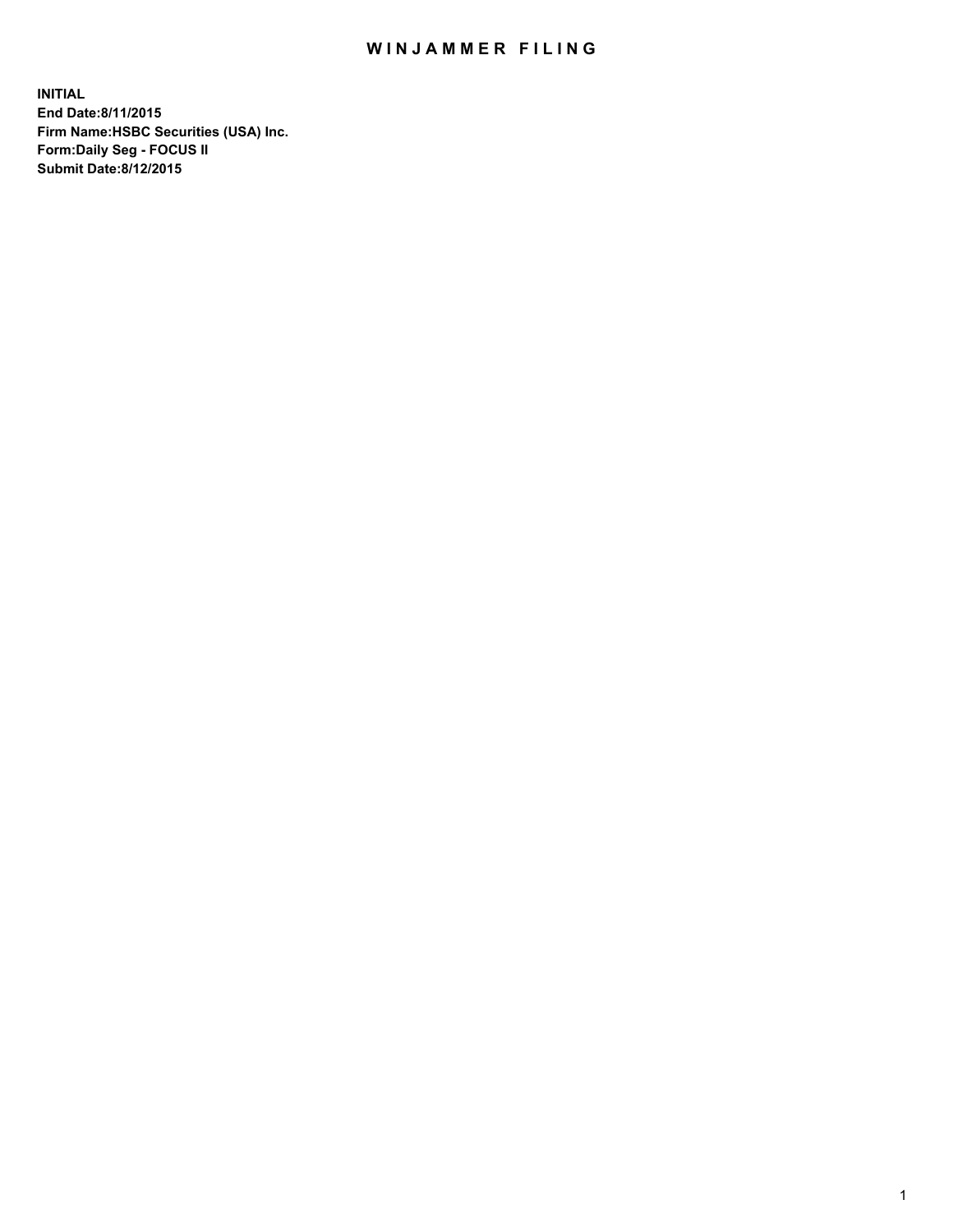# WINJAMMER FILING

**INITIAL**
**End Date:8/11/2015**
**Firm Name:HSBC Securities (USA) Inc.**
**Form:Daily Seg - FOCUS II**
**Submit Date:8/12/2015**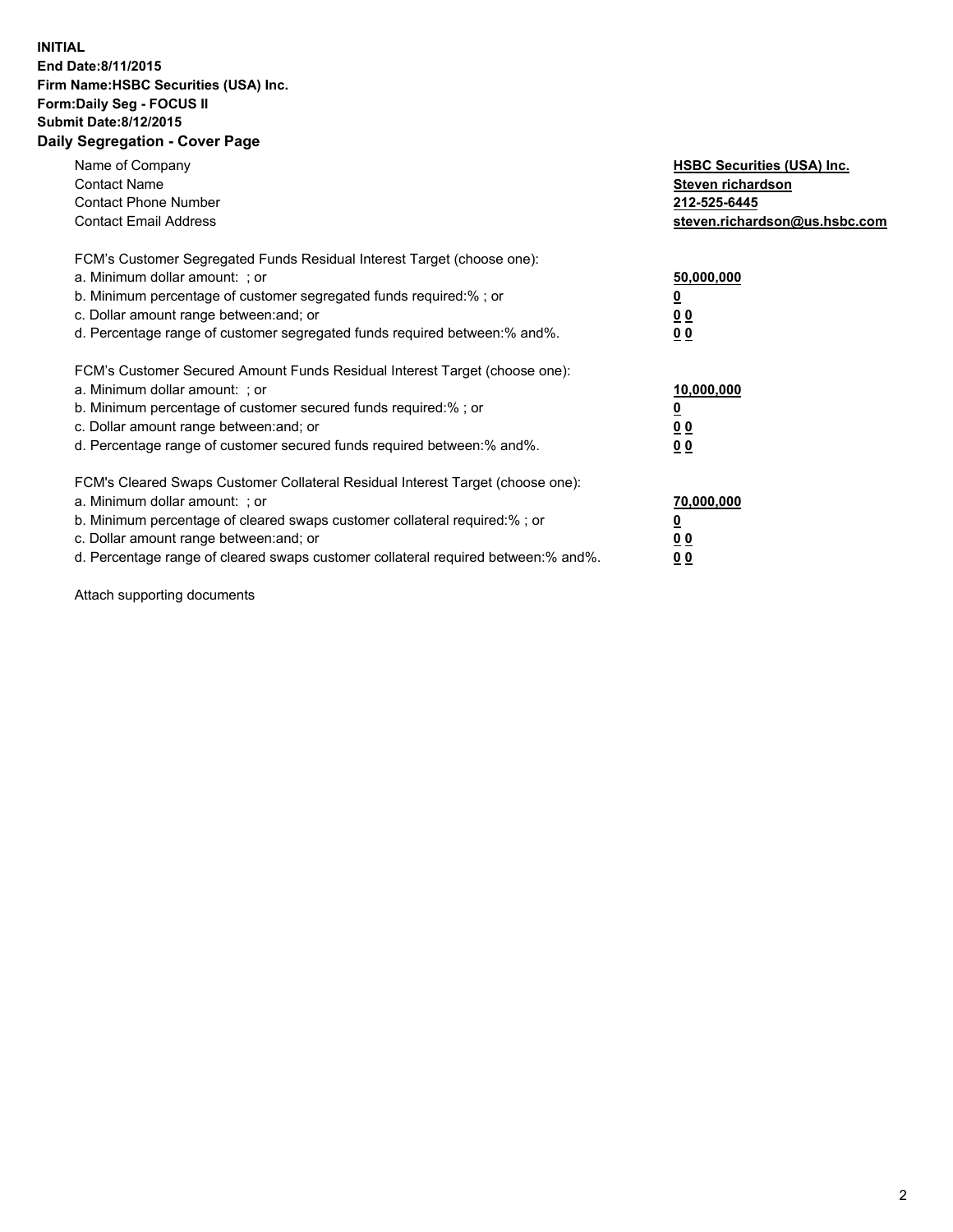**INITIAL**
**End Date:8/11/2015**
**Firm Name:HSBC Securities (USA) Inc.**
**Form:Daily Seg - FOCUS II**
**Submit Date:8/12/2015**

## Daily Segregation - Cover Page

| | |
|---|---|
| Name of Company | **HSBC Securities (USA) Inc.** |
| Contact Name | **Steven richardson** |
| Contact Phone Number | **212-525-6445** |
| Contact Email Address | **steven.richardson@us.hsbc.com** |

FCM's Customer Segregated Funds Residual Interest Target (choose one):

| | |
|---|---|
| a. Minimum dollar amount: ; or | **50,000,000** |
| b. Minimum percentage of customer segregated funds required:% ; or | **0** |
| c. Dollar amount range between:and; or | **0 0** |
| d. Percentage range of customer segregated funds required between:% and%. | **0 0** |

FCM's Customer Secured Amount Funds Residual Interest Target (choose one):

| | |
|---|---|
| a. Minimum dollar amount: ; or | **10,000,000** |
| b. Minimum percentage of customer secured funds required:% ; or | **0** |
| c. Dollar amount range between:and; or | **0 0** |
| d. Percentage range of customer secured funds required between:% and%. | **0 0** |

FCM's Cleared Swaps Customer Collateral Residual Interest Target (choose one):

| | |
|---|---|
| a. Minimum dollar amount: ; or | **70,000,000** |
| b. Minimum percentage of cleared swaps customer collateral required:% ; or | **0** |
| c. Dollar amount range between:and; or | **0 0** |
| d. Percentage range of cleared swaps customer collateral required between:% and%. | **0 0** |

Attach supporting documents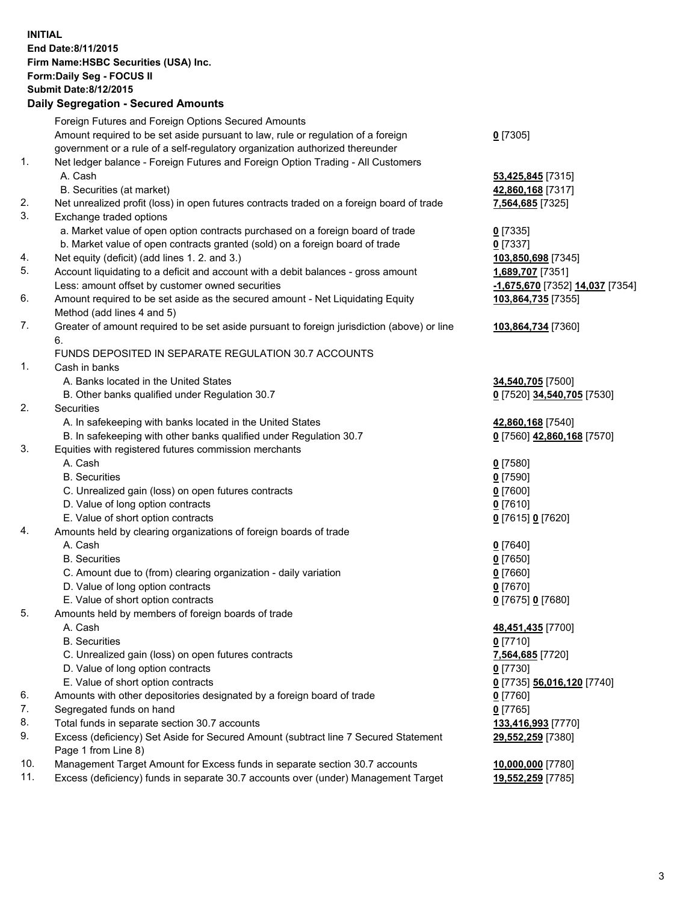**INITIAL**
**End Date:8/11/2015**
**Firm Name:HSBC Securities (USA) Inc.**
**Form:Daily Seg - FOCUS II**
**Submit Date:8/12/2015**

## Daily Segregation - Secured Amounts

| | | |
|---|---|---|
| | Foreign Futures and Foreign Options Secured Amounts | |
| | Amount required to be set aside pursuant to law, rule or regulation of a foreign government or a rule of a self-regulatory organization authorized thereunder | **0** [7305] |
| 1. | Net ledger balance - Foreign Futures and Foreign Option Trading - All Customers | |
| | A. Cash | **53,425,845** [7315] |
| | B. Securities (at market) | **42,860,168** [7317] |
| 2. | Net unrealized profit (loss) in open futures contracts traded on a foreign board of trade | **7,564,685** [7325] |
| 3. | Exchange traded options | |
| | a. Market value of open option contracts purchased on a foreign board of trade | **0** [7335] |
| | b. Market value of open contracts granted (sold) on a foreign board of trade | **0** [7337] |
| 4. | Net equity (deficit) (add lines 1. 2. and 3.) | **103,850,698** [7345] |
| 5. | Account liquidating to a deficit and account with a debit balances - gross amount | **1,689,707** [7351] |
| | Less: amount offset by customer owned securities | **-1,675,670** [7352] **14,037** [7354] |
| 6. | Amount required to be set aside as the secured amount - Net Liquidating Equity Method (add lines 4 and 5) | **103,864,735** [7355] |
| 7. | Greater of amount required to be set aside pursuant to foreign jurisdiction (above) or line 6. | **103,864,734** [7360] |
| | FUNDS DEPOSITED IN SEPARATE REGULATION 30.7 ACCOUNTS | |
| 1. | Cash in banks | |
| | A. Banks located in the United States | **34,540,705** [7500] |
| | B. Other banks qualified under Regulation 30.7 | **0** [7520] **34,540,705** [7530] |
| 2. | Securities | |
| | A. In safekeeping with banks located in the United States | **42,860,168** [7540] |
| | B. In safekeeping with other banks qualified under Regulation 30.7 | **0** [7560] **42,860,168** [7570] |
| 3. | Equities with registered futures commission merchants | |
| | A. Cash | **0** [7580] |
| | B. Securities | **0** [7590] |
| | C. Unrealized gain (loss) on open futures contracts | **0** [7600] |
| | D. Value of long option contracts | **0** [7610] |
| | E. Value of short option contracts | **0** [7615] **0** [7620] |
| 4. | Amounts held by clearing organizations of foreign boards of trade | |
| | A. Cash | **0** [7640] |
| | B. Securities | **0** [7650] |
| | C. Amount due to (from) clearing organization - daily variation | **0** [7660] |
| | D. Value of long option contracts | **0** [7670] |
| | E. Value of short option contracts | **0** [7675] **0** [7680] |
| 5. | Amounts held by members of foreign boards of trade | |
| | A. Cash | **48,451,435** [7700] |
| | B. Securities | **0** [7710] |
| | C. Unrealized gain (loss) on open futures contracts | **7,564,685** [7720] |
| | D. Value of long option contracts | **0** [7730] |
| | E. Value of short option contracts | **0** [7735] **56,016,120** [7740] |
| 6. | Amounts with other depositories designated by a foreign board of trade | **0** [7760] |
| 7. | Segregated funds on hand | **0** [7765] |
| 8. | Total funds in separate section 30.7 accounts | **133,416,993** [7770] |
| 9. | Excess (deficiency) Set Aside for Secured Amount (subtract line 7 Secured Statement Page 1 from Line 8) | **29,552,259** [7380] |
| 10. | Management Target Amount for Excess funds in separate section 30.7 accounts | **10,000,000** [7780] |
| 11. | Excess (deficiency) funds in separate 30.7 accounts over (under) Management Target | **19,552,259** [7785] |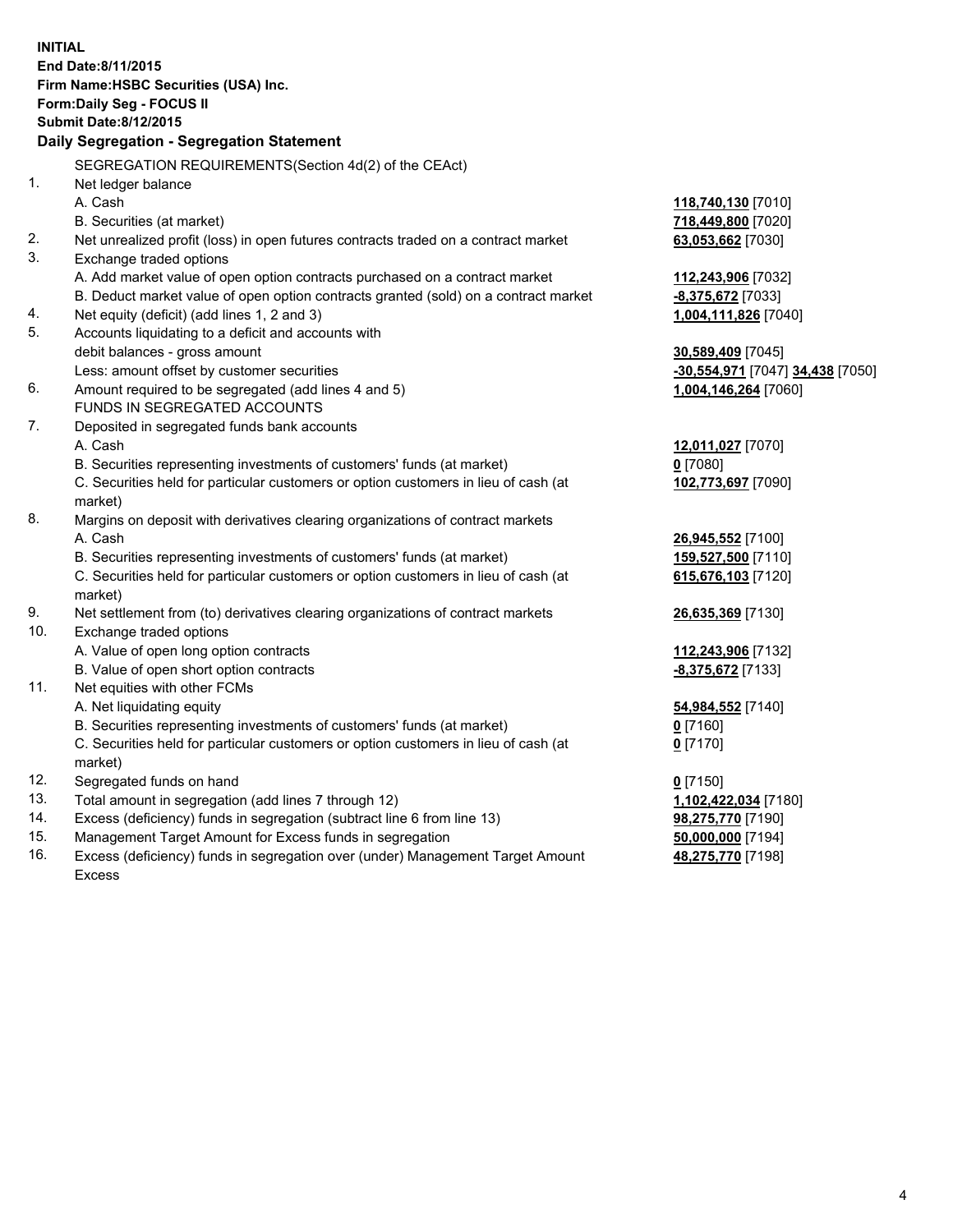**INITIAL**
**End Date:8/11/2015**
**Firm Name:HSBC Securities (USA) Inc.**
**Form:Daily Seg - FOCUS II**
**Submit Date:8/12/2015**

**Daily Segregation - Segregation Statement**

| | | |
|---|---|---|
| | SEGREGATION REQUIREMENTS(Section 4d(2) of the CEAct) | |
| 1. | Net ledger balance | |
| | A. Cash | **118,740,130** [7010] |
| | B. Securities (at market) | **718,449,800** [7020] |
| 2. | Net unrealized profit (loss) in open futures contracts traded on a contract market | **63,053,662** [7030] |
| 3. | Exchange traded options | |
| | A. Add market value of open option contracts purchased on a contract market | **112,243,906** [7032] |
| | B. Deduct market value of open option contracts granted (sold) on a contract market | **-8,375,672** [7033] |
| 4. | Net equity (deficit) (add lines 1, 2 and 3) | **1,004,111,826** [7040] |
| 5. | Accounts liquidating to a deficit and accounts with debit balances - gross amount | **30,589,409** [7045] |
| | Less: amount offset by customer securities | **-30,554,971** [7047] **34,438** [7050] |
| 6. | Amount required to be segregated (add lines 4 and 5) | **1,004,146,264** [7060] |
| | FUNDS IN SEGREGATED ACCOUNTS | |
| 7. | Deposited in segregated funds bank accounts | |
| | A. Cash | **12,011,027** [7070] |
| | B. Securities representing investments of customers' funds (at market) | **0** [7080] |
| | C. Securities held for particular customers or option customers in lieu of cash (at market) | **102,773,697** [7090] |
| 8. | Margins on deposit with derivatives clearing organizations of contract markets | |
| | A. Cash | **26,945,552** [7100] |
| | B. Securities representing investments of customers' funds (at market) | **159,527,500** [7110] |
| | C. Securities held for particular customers or option customers in lieu of cash (at market) | **615,676,103** [7120] |
| 9. | Net settlement from (to) derivatives clearing organizations of contract markets | **26,635,369** [7130] |
| 10. | Exchange traded options | |
| | A. Value of open long option contracts | **112,243,906** [7132] |
| | B. Value of open short option contracts | **-8,375,672** [7133] |
| 11. | Net equities with other FCMs | |
| | A. Net liquidating equity | **54,984,552** [7140] |
| | B. Securities representing investments of customers' funds (at market) | **0** [7160] |
| | C. Securities held for particular customers or option customers in lieu of cash (at market) | **0** [7170] |
| 12. | Segregated funds on hand | **0** [7150] |
| 13. | Total amount in segregation (add lines 7 through 12) | **1,102,422,034** [7180] |
| 14. | Excess (deficiency) funds in segregation (subtract line 6 from line 13) | **98,275,770** [7190] |
| 15. | Management Target Amount for Excess funds in segregation | **50,000,000** [7194] |
| 16. | Excess (deficiency) funds in segregation over (under) Management Target Amount Excess | **48,275,770** [7198] |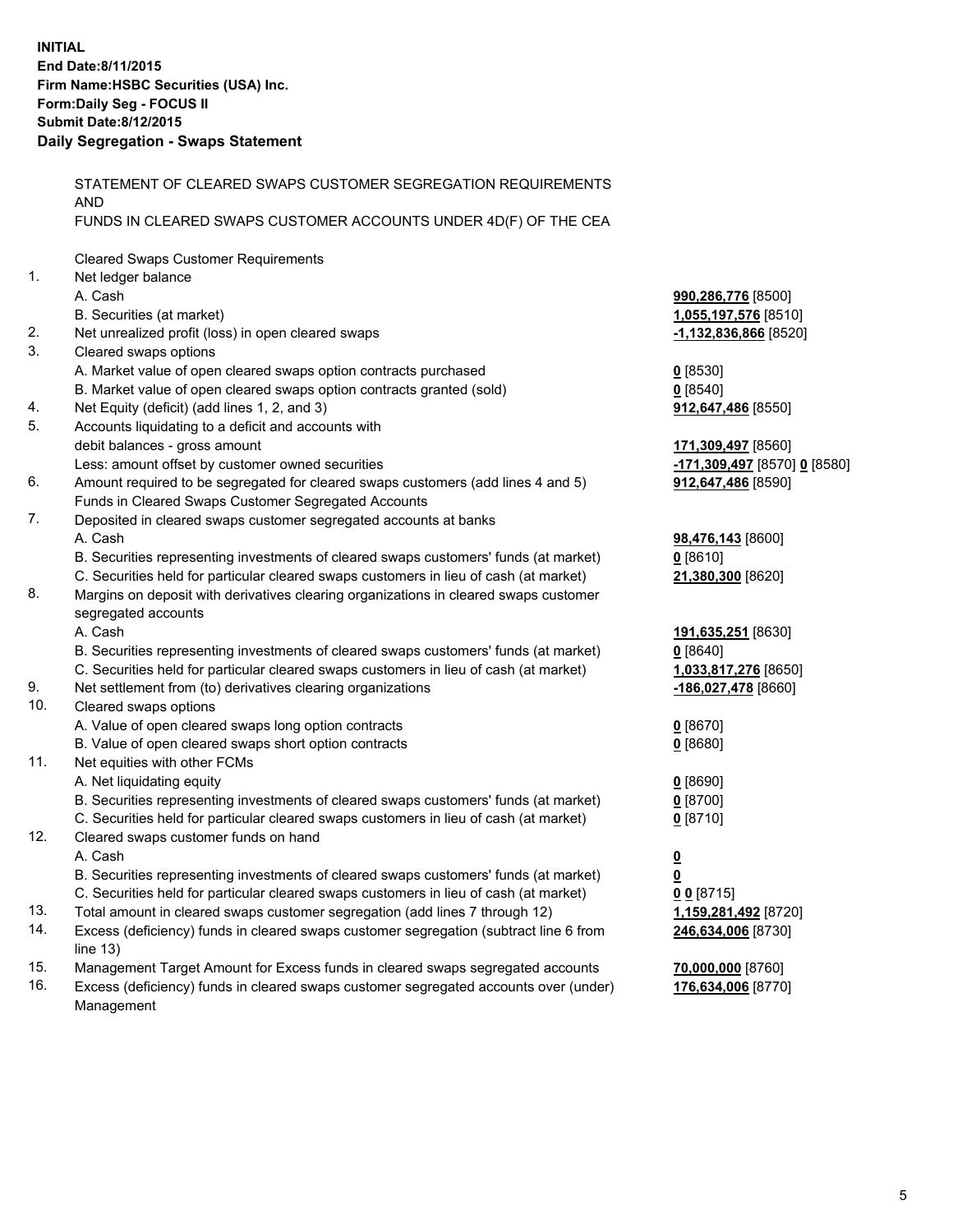**INITIAL**
**End Date:8/11/2015**
**Firm Name:HSBC Securities (USA) Inc.**
**Form:Daily Seg - FOCUS II**
**Submit Date:8/12/2015**
**Daily Segregation - Swaps Statement**

STATEMENT OF CLEARED SWAPS CUSTOMER SEGREGATION REQUIREMENTS AND FUNDS IN CLEARED SWAPS CUSTOMER ACCOUNTS UNDER 4D(F) OF THE CEA

| | | |
|---|---|---|
| | Cleared Swaps Customer Requirements | |
| 1. | Net ledger balance | |
| | A. Cash | **990,286,776** [8500] |
| | B. Securities (at market) | **1,055,197,576** [8510] |
| 2. | Net unrealized profit (loss) in open cleared swaps | **-1,132,836,866** [8520] |
| 3. | Cleared swaps options | |
| | A. Market value of open cleared swaps option contracts purchased | **0** [8530] |
| | B. Market value of open cleared swaps option contracts granted (sold) | **0** [8540] |
| 4. | Net Equity (deficit) (add lines 1, 2, and 3) | **912,647,486** [8550] |
| 5. | Accounts liquidating to a deficit and accounts with debit balances - gross amount | **171,309,497** [8560] |
| | Less: amount offset by customer owned securities | **-171,309,497** [8570] **0** [8580] |
| 6. | Amount required to be segregated for cleared swaps customers (add lines 4 and 5) | **912,647,486** [8590] |
| | Funds in Cleared Swaps Customer Segregated Accounts | |
| 7. | Deposited in cleared swaps customer segregated accounts at banks | |
| | A. Cash | **98,476,143** [8600] |
| | B. Securities representing investments of cleared swaps customers' funds (at market) | **0** [8610] |
| | C. Securities held for particular cleared swaps customers in lieu of cash (at market) | **21,380,300** [8620] |
| 8. | Margins on deposit with derivatives clearing organizations in cleared swaps customer segregated accounts | |
| | A. Cash | **191,635,251** [8630] |
| | B. Securities representing investments of cleared swaps customers' funds (at market) | **0** [8640] |
| | C. Securities held for particular cleared swaps customers in lieu of cash (at market) | **1,033,817,276** [8650] |
| 9. | Net settlement from (to) derivatives clearing organizations | **-186,027,478** [8660] |
| 10. | Cleared swaps options | |
| | A. Value of open cleared swaps long option contracts | **0** [8670] |
| | B. Value of open cleared swaps short option contracts | **0** [8680] |
| 11. | Net equities with other FCMs | |
| | A. Net liquidating equity | **0** [8690] |
| | B. Securities representing investments of cleared swaps customers' funds (at market) | **0** [8700] |
| | C. Securities held for particular cleared swaps customers in lieu of cash (at market) | **0** [8710] |
| 12. | Cleared swaps customer funds on hand | |
| | A. Cash | **0** |
| | B. Securities representing investments of cleared swaps customers' funds (at market) | **0** |
| | C. Securities held for particular cleared swaps customers in lieu of cash (at market) | **0** **0** [8715] |
| 13. | Total amount in cleared swaps customer segregation (add lines 7 through 12) | **1,159,281,492** [8720] |
| 14. | Excess (deficiency) funds in cleared swaps customer segregation (subtract line 6 from line 13) | **246,634,006** [8730] |
| 15. | Management Target Amount for Excess funds in cleared swaps segregated accounts | **70,000,000** [8760] |
| 16. | Excess (deficiency) funds in cleared swaps customer segregated accounts over (under) Management | **176,634,006** [8770] |